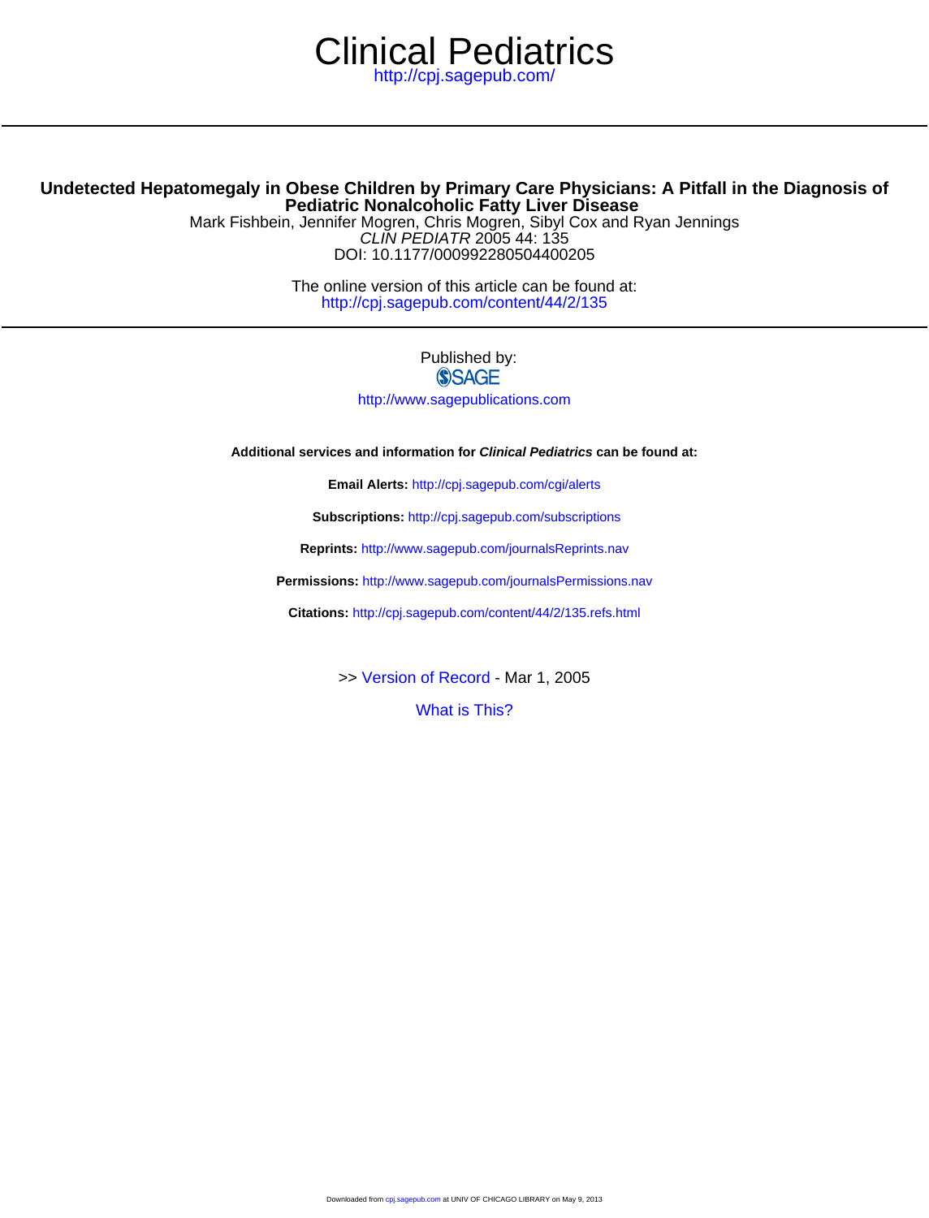# Clinical Pediatrics

http://cpj.sagepub.com/

---

## Undetected Hepatomegaly in Obese Children by Primary Care Physicians: A Pitfall in the Diagnosis of Pediatric Nonalcoholic Fatty Liver Disease

Mark Fishbein, Jennifer Mogren, Chris Mogren, Sibyl Cox and Ryan Jennings

*CLIN PEDIATR* 2005 44: 135

DOI: 10.1177/000992280504400205

The online version of this article can be found at:

http://cpj.sagepub.com/content/44/2/135

---

Published by:

SAGE

http://www.sagepublications.com

**Additional services and information for *Clinical Pediatrics* can be found at:**

**Email Alerts:** http://cpj.sagepub.com/cgi/alerts

**Subscriptions:** http://cpj.sagepub.com/subscriptions

**Reprints:** http://www.sagepub.com/journalsReprints.nav

**Permissions:** http://www.sagepub.com/journalsPermissions.nav

**Citations:** http://cpj.sagepub.com/content/44/2/135.refs.html

>> Version of Record - Mar 1, 2005

What is This?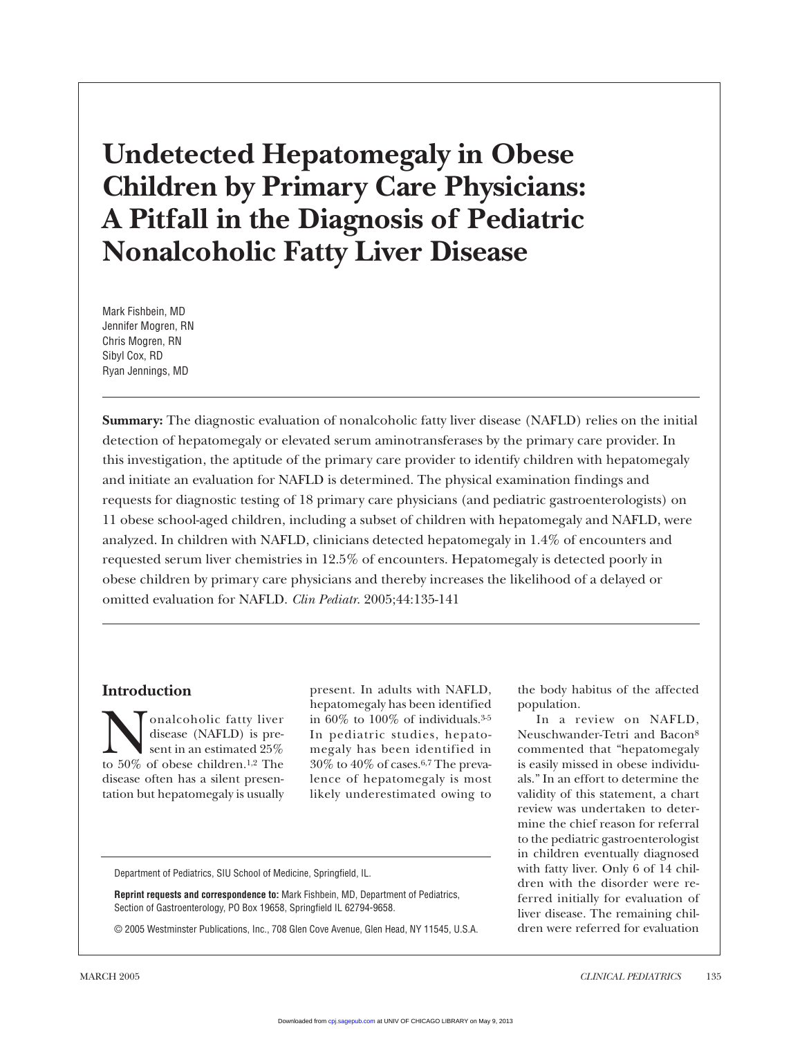# Undetected Hepatomegaly in Obese Children by Primary Care Physicians: A Pitfall in the Diagnosis of Pediatric Nonalcoholic Fatty Liver Disease

Mark Fishbein, MD
Jennifer Mogren, RN
Chris Mogren, RN
Sibyl Cox, RD
Ryan Jennings, MD

**Summary:** The diagnostic evaluation of nonalcoholic fatty liver disease (NAFLD) relies on the initial detection of hepatomegaly or elevated serum aminotransferases by the primary care provider. In this investigation, the aptitude of the primary care provider to identify children with hepatomegaly and initiate an evaluation for NAFLD is determined. The physical examination findings and requests for diagnostic testing of 18 primary care physicians (and pediatric gastroenterologists) on 11 obese school-aged children, including a subset of children with hepatomegaly and NAFLD, were analyzed. In children with NAFLD, clinicians detected hepatomegaly in 1.4% of encounters and requested serum liver chemistries in 12.5% of encounters. Hepatomegaly is detected poorly in obese children by primary care physicians and thereby increases the likelihood of a delayed or omitted evaluation for NAFLD. *Clin Pediatr.* 2005;44:135-141

## Introduction

Nonalcoholic fatty liver disease (NAFLD) is present in an estimated 25% to 50% of obese children.[1,2] The disease often has a silent presentation but hepatomegaly is usually present. In adults with NAFLD, hepatomegaly has been identified in 60% to 100% of individuals.[3-5] In pediatric studies, hepatomegaly has been identified in 30% to 40% of cases.[6,7] The prevalence of hepatomegaly is most likely underestimated owing to the body habitus of the affected population.

In a review on NAFLD, Neuschwander-Tetri and Bacon[8] commented that "hepatomegaly is easily missed in obese individuals." In an effort to determine the validity of this statement, a chart review was undertaken to determine the chief reason for referral to the pediatric gastroenterologist in children eventually diagnosed with fatty liver. Only 6 of 14 children with the disorder were referred initially for evaluation of liver disease. The remaining children were referred for evaluation

Department of Pediatrics, SIU School of Medicine, Springfield, IL.

**Reprint requests and correspondence to:** Mark Fishbein, MD, Department of Pediatrics, Section of Gastroenterology, PO Box 19658, Springfield IL 62794-9658.

© 2005 Westminster Publications, Inc., 708 Glen Cove Avenue, Glen Head, NY 11545, U.S.A.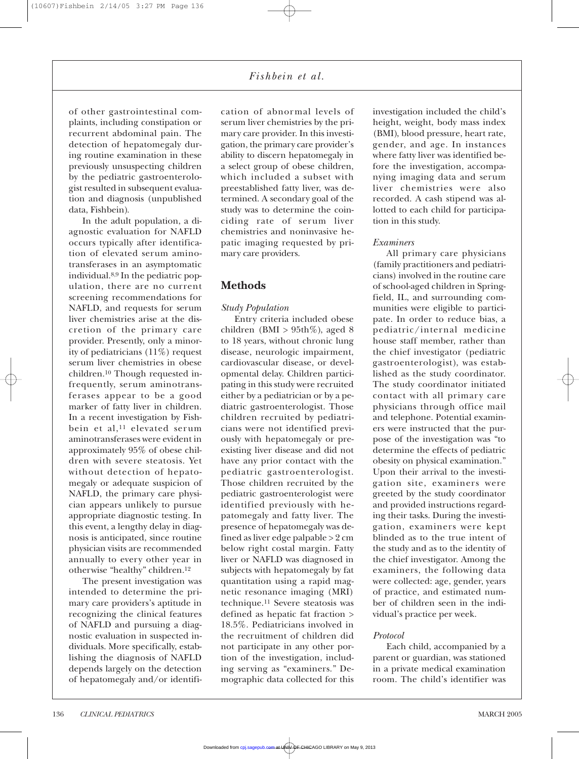of other gastrointestinal complaints, including constipation or recurrent abdominal pain. The detection of hepatomegaly during routine examination in these previously unsuspecting children by the pediatric gastroenterologist resulted in subsequent evaluation and diagnosis (unpublished data, Fishbein).

In the adult population, a diagnostic evaluation for NAFLD occurs typically after identification of elevated serum aminotransferases in an asymptomatic individual.[8,9] In the pediatric population, there are no current screening recommendations for NAFLD, and requests for serum liver chemistries arise at the discretion of the primary care provider. Presently, only a minority of pediatricians (11%) request serum liver chemistries in obese children.[10] Though requested infrequently, serum aminotransferases appear to be a good marker of fatty liver in children. In a recent investigation by Fishbein et al,[11] elevated serum aminotransferases were evident in approximately 95% of obese children with severe steatosis. Yet without detection of hepatomegaly or adequate suspicion of NAFLD, the primary care physician appears unlikely to pursue appropriate diagnostic testing. In this event, a lengthy delay in diagnosis is anticipated, since routine physician visits are recommended annually to every other year in otherwise "healthy" children.[12]

The present investigation was intended to determine the primary care providers's aptitude in recognizing the clinical features of NAFLD and pursuing a diagnostic evaluation in suspected individuals. More specifically, establishing the diagnosis of NAFLD depends largely on the detection of hepatomegaly and/or identification of abnormal levels of serum liver chemistries by the primary care provider. In this investigation, the primary care provider's ability to discern hepatomegaly in a select group of obese children, which included a subset with preestablished fatty liver, was determined. A secondary goal of the study was to determine the coinciding rate of serum liver chemistries and noninvasive hepatic imaging requested by primary care providers.

## Methods

### *Study Population*

Entry criteria included obese children (BMI > 95th%), aged 8 to 18 years, without chronic lung disease, neurologic impairment, cardiovascular disease, or developmental delay. Children participating in this study were recruited either by a pediatrician or by a pediatric gastroenterologist. Those children recruited by pediatricians were not identified previously with hepatomegaly or preexisting liver disease and did not have any prior contact with the pediatric gastroenterologist. Those children recruited by the pediatric gastroenterologist were identified previously with hepatomegaly and fatty liver. The presence of hepatomegaly was defined as liver edge palpable > 2 cm below right costal margin. Fatty liver or NAFLD was diagnosed in subjects with hepatomegaly by fat quantitation using a rapid magnetic resonance imaging (MRI) technique.[11] Severe steatosis was defined as hepatic fat fraction > 18.5%. Pediatricians involved in the recruitment of children did not participate in any other portion of the investigation, including serving as "examiners." Demographic data collected for this investigation included the child's height, weight, body mass index (BMI), blood pressure, heart rate, gender, and age. In instances where fatty liver was identified before the investigation, accompanying imaging data and serum liver chemistries were also recorded. A cash stipend was allotted to each child for participation in this study.

### *Examiners*

All primary care physicians (family practitioners and pediatricians) involved in the routine care of school-aged children in Springfield, IL, and surrounding communities were eligible to participate. In order to reduce bias, a pediatric/internal medicine house staff member, rather than the chief investigator (pediatric gastroenterologist), was established as the study coordinator. The study coordinator initiated contact with all primary care physicians through office mail and telephone. Potential examiners were instructed that the purpose of the investigation was "to determine the effects of pediatric obesity on physical examination." Upon their arrival to the investigation site, examiners were greeted by the study coordinator and provided instructions regarding their tasks. During the investigation, examiners were kept blinded as to the true intent of the study and as to the identity of the chief investigator. Among the examiners, the following data were collected: age, gender, years of practice, and estimated number of children seen in the individual's practice per week.

### *Protocol*

Each child, accompanied by a parent or guardian, was stationed in a private medical examination room. The child's identifier was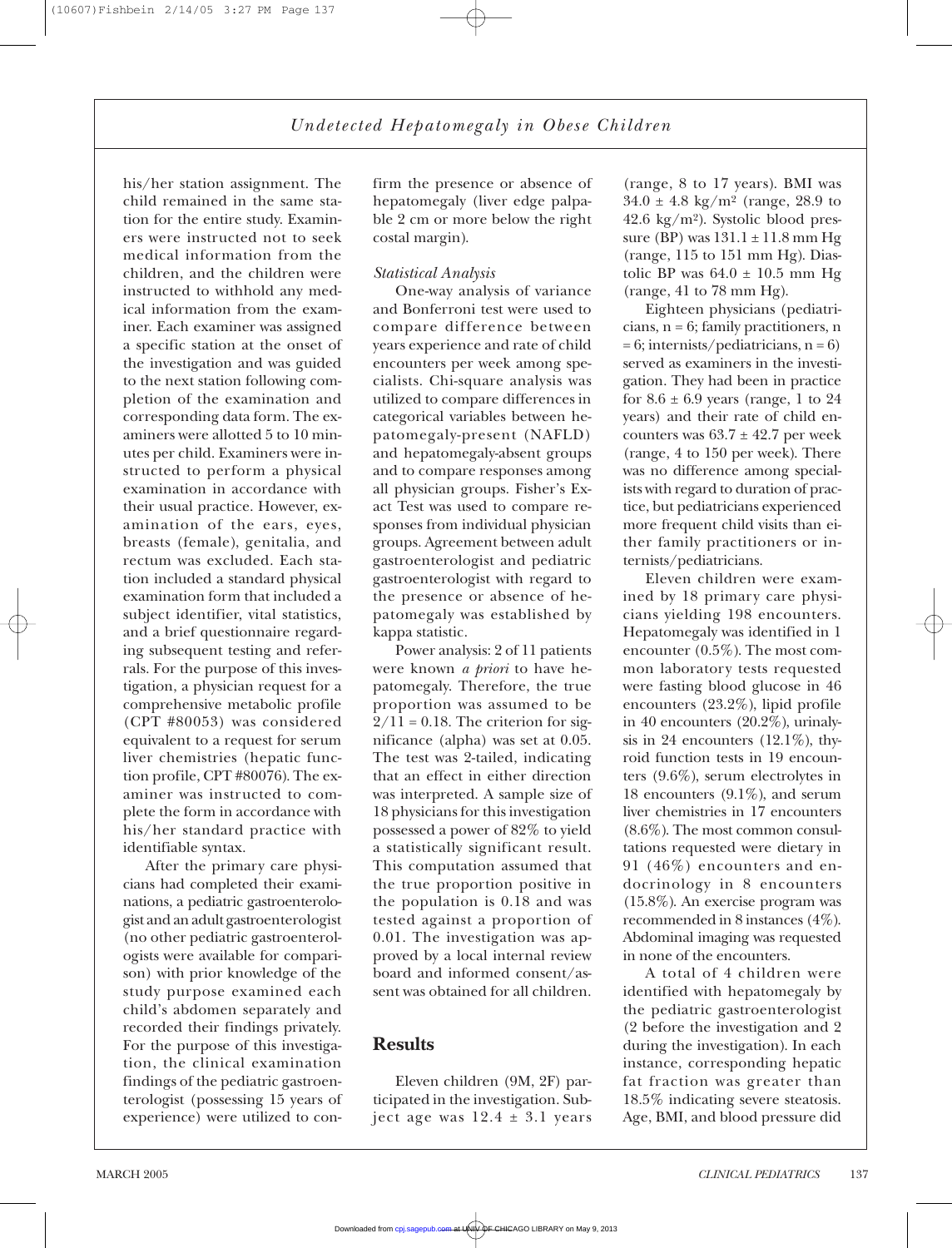his/her station assignment. The child remained in the same station for the entire study. Examiners were instructed not to seek medical information from the children, and the children were instructed to withhold any medical information from the examiner. Each examiner was assigned a specific station at the onset of the investigation and was guided to the next station following completion of the examination and corresponding data form. The examiners were allotted 5 to 10 minutes per child. Examiners were instructed to perform a physical examination in accordance with their usual practice. However, examination of the ears, eyes, breasts (female), genitalia, and rectum was excluded. Each station included a standard physical examination form that included a subject identifier, vital statistics, and a brief questionnaire regarding subsequent testing and referrals. For the purpose of this investigation, a physician request for a comprehensive metabolic profile (CPT #80053) was considered equivalent to a request for serum liver chemistries (hepatic function profile, CPT #80076). The examiner was instructed to complete the form in accordance with his/her standard practice with identifiable syntax.

After the primary care physicians had completed their examinations, a pediatric gastroenterologist and an adult gastroenterologist (no other pediatric gastroenterologists were available for comparison) with prior knowledge of the study purpose examined each child's abdomen separately and recorded their findings privately. For the purpose of this investigation, the clinical examination findings of the pediatric gastroenterologist (possessing 15 years of experience) were utilized to confirm the presence or absence of hepatomegaly (liver edge palpable 2 cm or more below the right costal margin).

*Statistical Analysis*

One-way analysis of variance and Bonferroni test were used to compare difference between years experience and rate of child encounters per week among specialists. Chi-square analysis was utilized to compare differences in categorical variables between hepatomegaly-present (NAFLD) and hepatomegaly-absent groups and to compare responses among all physician groups. Fisher's Exact Test was used to compare responses from individual physician groups. Agreement between adult gastroenterologist and pediatric gastroenterologist with regard to the presence or absence of hepatomegaly was established by kappa statistic.

Power analysis: 2 of 11 patients were known *a priori* to have hepatomegaly. Therefore, the true proportion was assumed to be $2/11 = 0.18$. The criterion for significance (alpha) was set at 0.05. The test was 2-tailed, indicating that an effect in either direction was interpreted. A sample size of 18 physicians for this investigation possessed a power of 82% to yield a statistically significant result. This computation assumed that the true proportion positive in the population is 0.18 and was tested against a proportion of 0.01. The investigation was approved by a local internal review board and informed consent/assent was obtained for all children.

## Results

Eleven children (9M, 2F) participated in the investigation. Subject age was $12.4 \pm 3.1$ years (range, 8 to 17 years). BMI was $34.0 \pm 4.8$ kg/m$^2$ (range, 28.9 to 42.6 kg/m$^2$). Systolic blood pressure (BP) was $131.1 \pm 11.8$ mm Hg (range, 115 to 151 mm Hg). Diastolic BP was $64.0 \pm 10.5$ mm Hg (range, 41 to 78 mm Hg).

Eighteen physicians (pediatricians, $n = 6$; family practitioners, $n = 6$; internists/pediatricians, $n = 6$) served as examiners in the investigation. They had been in practice for $8.6 \pm 6.9$ years (range, 1 to 24 years) and their rate of child encounters was $63.7 \pm 42.7$ per week (range, 4 to 150 per week). There was no difference among specialists with regard to duration of practice, but pediatricians experienced more frequent child visits than either family practitioners or internists/pediatricians.

Eleven children were examined by 18 primary care physicians yielding 198 encounters. Hepatomegaly was identified in 1 encounter (0.5%). The most common laboratory tests requested were fasting blood glucose in 46 encounters (23.2%), lipid profile in 40 encounters (20.2%), urinalysis in 24 encounters (12.1%), thyroid function tests in 19 encounters (9.6%), serum electrolytes in 18 encounters (9.1%), and serum liver chemistries in 17 encounters (8.6%). The most common consultations requested were dietary in 91 (46%) encounters and endocrinology in 8 encounters (15.8%). An exercise program was recommended in 8 instances (4%). Abdominal imaging was requested in none of the encounters.

A total of 4 children were identified with hepatomegaly by the pediatric gastroenterologist (2 before the investigation and 2 during the investigation). In each instance, corresponding hepatic fat fraction was greater than 18.5% indicating severe steatosis. Age, BMI, and blood pressure did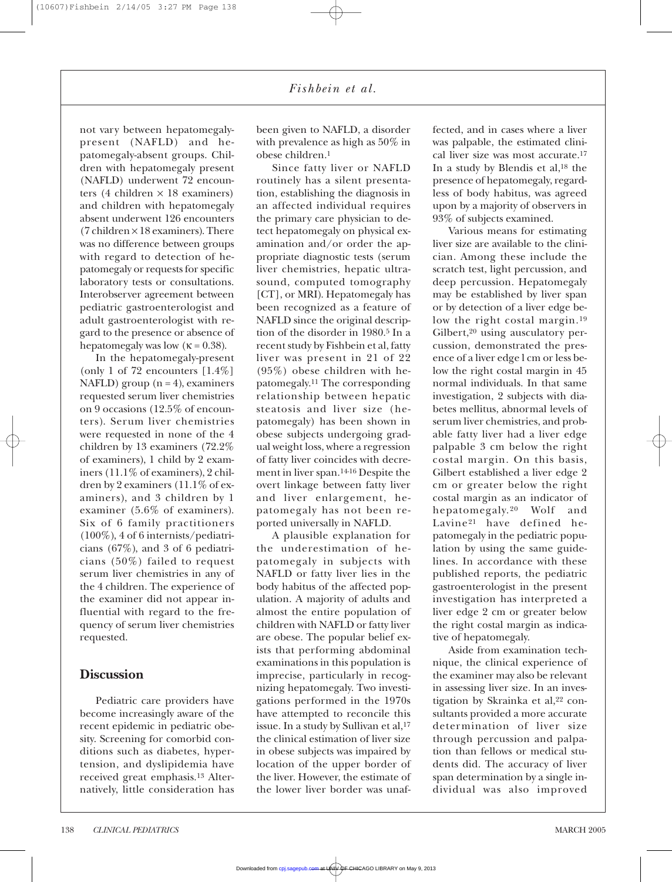not vary between hepatomegaly-present (NAFLD) and hepatomegaly-absent groups. Children with hepatomegaly present (NAFLD) underwent 72 encounters (4 children × 18 examiners) and children with hepatomegaly absent underwent 126 encounters (7 children × 18 examiners). There was no difference between groups with regard to detection of hepatomegaly or requests for specific laboratory tests or consultations. Interobserver agreement between pediatric gastroenterologist and adult gastroenterologist with regard to the presence or absence of hepatomegaly was low ($\kappa = 0.38$).

In the hepatomegaly-present (only 1 of 72 encounters [1.4%] NAFLD) group ($n = 4$), examiners requested serum liver chemistries on 9 occasions (12.5% of encounters). Serum liver chemistries were requested in none of the 4 children by 13 examiners (72.2% of examiners), 1 child by 2 examiners (11.1% of examiners), 2 children by 2 examiners (11.1% of examiners), and 3 children by 1 examiner (5.6% of examiners). Six of 6 family practitioners (100%), 4 of 6 internists/pediatricians (67%), and 3 of 6 pediatricians (50%) failed to request serum liver chemistries in any of the 4 children. The experience of the examiner did not appear influential with regard to the frequency of serum liver chemistries requested.

## Discussion

Pediatric care providers have become increasingly aware of the recent epidemic in pediatric obesity. Screening for comorbid conditions such as diabetes, hypertension, and dyslipidemia have received great emphasis.[13] Alternatively, little consideration has been given to NAFLD, a disorder with prevalence as high as 50% in obese children.[1]

Since fatty liver or NAFLD routinely has a silent presentation, establishing the diagnosis in an affected individual requires the primary care physician to detect hepatomegaly on physical examination and/or order the appropriate diagnostic tests (serum liver chemistries, hepatic ultrasound, computed tomography [CT], or MRI). Hepatomegaly has been recognized as a feature of NAFLD since the original description of the disorder in 1980.[5] In a recent study by Fishbein et al, fatty liver was present in 21 of 22 (95%) obese children with hepatomegaly.[11] The corresponding relationship between hepatic steatosis and liver size (hepatomegaly) has been shown in obese subjects undergoing gradual weight loss, where a regression of fatty liver coincides with decrement in liver span.[14-16] Despite the overt linkage between fatty liver and liver enlargement, hepatomegaly has not been reported universally in NAFLD.

A plausible explanation for the underestimation of hepatomegaly in subjects with NAFLD or fatty liver lies in the body habitus of the affected population. A majority of adults and almost the entire population of children with NAFLD or fatty liver are obese. The popular belief exists that performing abdominal examinations in this population is imprecise, particularly in recognizing hepatomegaly. Two investigations performed in the 1970s have attempted to reconcile this issue. In a study by Sullivan et al,[17] the clinical estimation of liver size in obese subjects was impaired by location of the upper border of the liver. However, the estimate of the lower liver border was unaffected, and in cases where a liver was palpable, the estimated clinical liver size was most accurate.[17] In a study by Blendis et al,[18] the presence of hepatomegaly, regardless of body habitus, was agreed upon by a majority of observers in 93% of subjects examined.

Various means for estimating liver size are available to the clinician. Among these include the scratch test, light percussion, and deep percussion. Hepatomegaly may be established by liver span or by detection of a liver edge below the right costal margin.[19] Gilbert,[20] using ausculatory percussion, demonstrated the presence of a liver edge 1 cm or less below the right costal margin in 45 normal individuals. In that same investigation, 2 subjects with diabetes mellitus, abnormal levels of serum liver chemistries, and probable fatty liver had a liver edge palpable 3 cm below the right costal margin. On this basis, Gilbert established a liver edge 2 cm or greater below the right costal margin as an indicator of hepatomegaly.[20] Wolf and Lavine[21] have defined hepatomegaly in the pediatric population by using the same guidelines. In accordance with these published reports, the pediatric gastroenterologist in the present investigation has interpreted a liver edge 2 cm or greater below the right costal margin as indicative of hepatomegaly.

Aside from examination technique, the clinical experience of the examiner may also be relevant in assessing liver size. In an investigation by Skrainka et al,[22] consultants provided a more accurate determination of liver size through percussion and palpation than fellows or medical students did. The accuracy of liver span determination by a single individual was also improved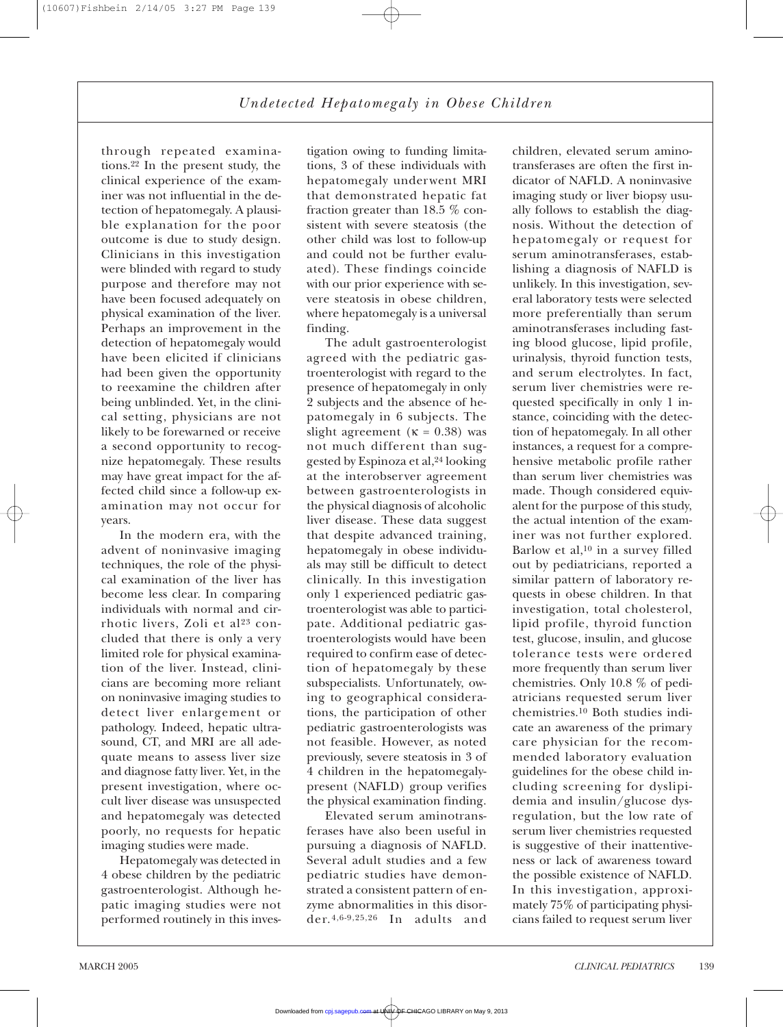through repeated examinations.[22] In the present study, the clinical experience of the examiner was not influential in the detection of hepatomegaly. A plausible explanation for the poor outcome is due to study design. Clinicians in this investigation were blinded with regard to study purpose and therefore may not have been focused adequately on physical examination of the liver. Perhaps an improvement in the detection of hepatomegaly would have been elicited if clinicians had been given the opportunity to reexamine the children after being unblinded. Yet, in the clinical setting, physicians are not likely to be forewarned or receive a second opportunity to recognize hepatomegaly. These results may have great impact for the affected child since a follow-up examination may not occur for years.

In the modern era, with the advent of noninvasive imaging techniques, the role of the physical examination of the liver has become less clear. In comparing individuals with normal and cirrhotic livers, Zoli et al[23] concluded that there is only a very limited role for physical examination of the liver. Instead, clinicians are becoming more reliant on noninvasive imaging studies to detect liver enlargement or pathology. Indeed, hepatic ultrasound, CT, and MRI are all adequate means to assess liver size and diagnose fatty liver. Yet, in the present investigation, where occult liver disease was unsuspected and hepatomegaly was detected poorly, no requests for hepatic imaging studies were made.

Hepatomegaly was detected in 4 obese children by the pediatric gastroenterologist. Although hepatic imaging studies were not performed routinely in this investigation owing to funding limitations, 3 of these individuals with hepatomegaly underwent MRI that demonstrated hepatic fat fraction greater than 18.5 % consistent with severe steatosis (the other child was lost to follow-up and could not be further evaluated). These findings coincide with our prior experience with severe steatosis in obese children, where hepatomegaly is a universal finding.

The adult gastroenterologist agreed with the pediatric gastroenterologist with regard to the presence of hepatomegaly in only 2 subjects and the absence of hepatomegaly in 6 subjects. The slight agreement ($\kappa = 0.38$) was not much different than suggested by Espinoza et al,[24] looking at the interobserver agreement between gastroenterologists in the physical diagnosis of alcoholic liver disease. These data suggest that despite advanced training, hepatomegaly in obese individuals may still be difficult to detect clinically. In this investigation only 1 experienced pediatric gastroenterologist was able to participate. Additional pediatric gastroenterologists would have been required to confirm ease of detection of hepatomegaly by these subspecialists. Unfortunately, owing to geographical considerations, the participation of other pediatric gastroenterologists was not feasible. However, as noted previously, severe steatosis in 3 of 4 children in the hepatomegaly-present (NAFLD) group verifies the physical examination finding.

Elevated serum aminotransferases have also been useful in pursuing a diagnosis of NAFLD. Several adult studies and a few pediatric studies have demonstrated a consistent pattern of enzyme abnormalities in this disorder.[4,6-9,25,26] In adults and children, elevated serum aminotransferases are often the first indicator of NAFLD. A noninvasive imaging study or liver biopsy usually follows to establish the diagnosis. Without the detection of hepatomegaly or request for serum aminotransferases, establishing a diagnosis of NAFLD is unlikely. In this investigation, several laboratory tests were selected more preferentially than serum aminotransferases including fasting blood glucose, lipid profile, urinalysis, thyroid function tests, and serum electrolytes. In fact, serum liver chemistries were requested specifically in only 1 instance, coinciding with the detection of hepatomegaly. In all other instances, a request for a comprehensive metabolic profile rather than serum liver chemistries was made. Though considered equivalent for the purpose of this study, the actual intention of the examiner was not further explored. Barlow et al,[10] in a survey filled out by pediatricians, reported a similar pattern of laboratory requests in obese children. In that investigation, total cholesterol, lipid profile, thyroid function test, glucose, insulin, and glucose tolerance tests were ordered more frequently than serum liver chemistries. Only 10.8 % of pediatricians requested serum liver chemistries.[10] Both studies indicate an awareness of the primary care physician for the recommended laboratory evaluation guidelines for the obese child including screening for dyslipidemia and insulin/glucose dysregulation, but the low rate of serum liver chemistries requested is suggestive of their inattentiveness or lack of awareness toward the possible existence of NAFLD. In this investigation, approximately 75% of participating physicians failed to request serum liver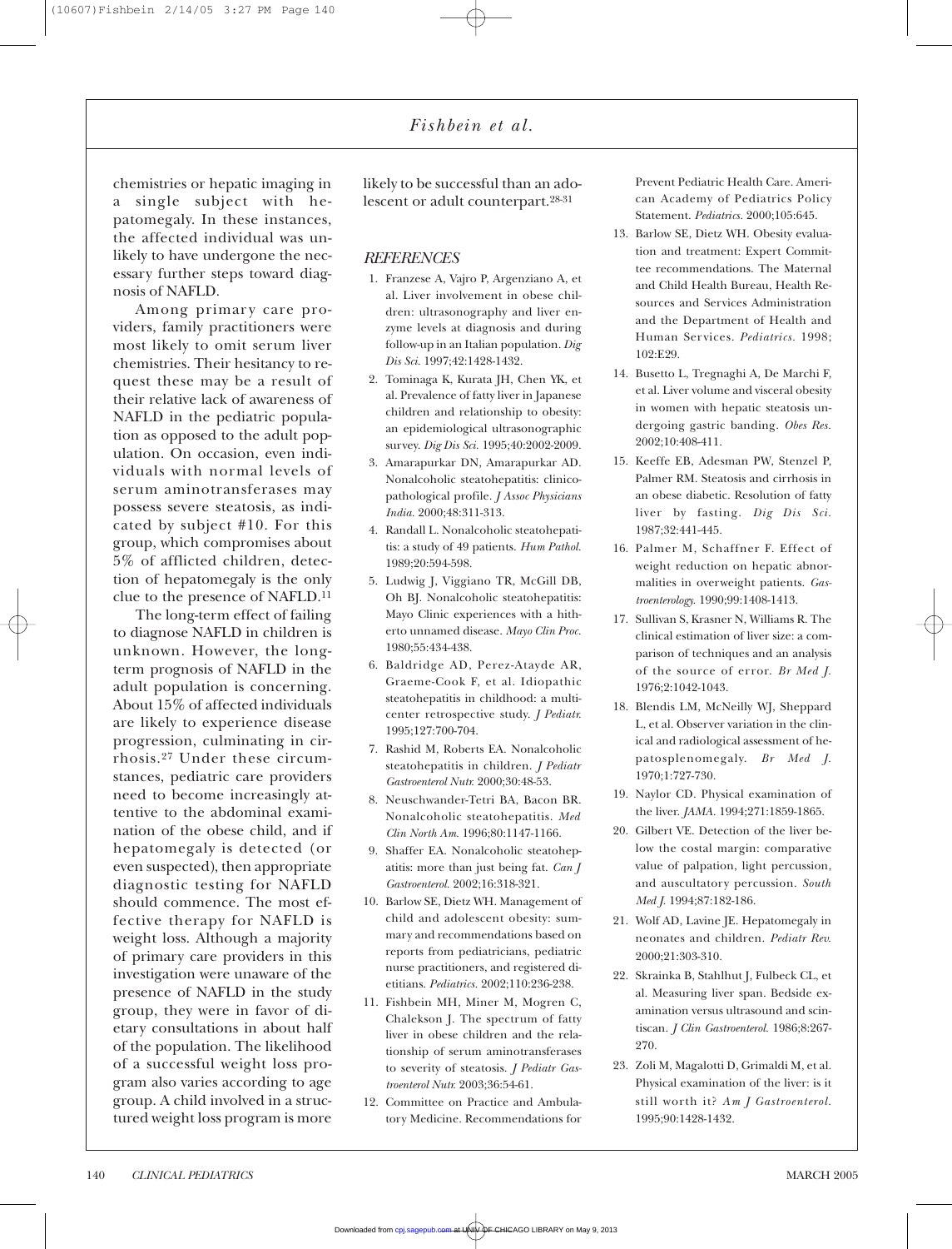chemistries or hepatic imaging in a single subject with hepatomegaly. In these instances, the affected individual was unlikely to have undergone the necessary further steps toward diagnosis of NAFLD.

Among primary care providers, family practitioners were most likely to omit serum liver chemistries. Their hesitancy to request these may be a result of their relative lack of awareness of NAFLD in the pediatric population as opposed to the adult population. On occasion, even individuals with normal levels of serum aminotransferases may possess severe steatosis, as indicated by subject #10. For this group, which compromises about 5% of afflicted children, detection of hepatomegaly is the only clue to the presence of NAFLD.[11]

The long-term effect of failing to diagnose NAFLD in children is unknown. However, the long-term prognosis of NAFLD in the adult population is concerning. About 15% of affected individuals are likely to experience disease progression, culminating in cirrhosis.[27] Under these circumstances, pediatric care providers need to become increasingly attentive to the abdominal examination of the obese child, and if hepatomegaly is detected (or even suspected), then appropriate diagnostic testing for NAFLD should commence. The most effective therapy for NAFLD is weight loss. Although a majority of primary care providers in this investigation were unaware of the presence of NAFLD in the study group, they were in favor of dietary consultations in about half of the population. The likelihood of a successful weight loss program also varies according to age group. A child involved in a structured weight loss program is more likely to be successful than an adolescent or adult counterpart.[28-31]

## REFERENCES

1. Franzese A, Vajro P, Argenziano A, et al. Liver involvement in obese children: ultrasonography and liver enzyme levels at diagnosis and during follow-up in an Italian population. *Dig Dis Sci.* 1997;42:1428-1432.
2. Tominaga K, Kurata JH, Chen YK, et al. Prevalence of fatty liver in Japanese children and relationship to obesity: an epidemiological ultrasonographic survey. *Dig Dis Sci.* 1995;40:2002-2009.
3. Amarapurkar DN, Amarapurkar AD. Nonalcoholic steatohepatitis: clinicopathological profile. *J Assoc Physicians India.* 2000;48:311-313.
4. Randall L. Nonalcoholic steatohepatitis: a study of 49 patients. *Hum Pathol.* 1989;20:594-598.
5. Ludwig J, Viggiano TR, McGill DB, Oh BJ. Nonalcoholic steatohepatitis: Mayo Clinic experiences with a hitherto unnamed disease. *Mayo Clin Proc.* 1980;55:434-438.
6. Baldridge AD, Perez-Atayde AR, Graeme-Cook F, et al. Idiopathic steatohepatitis in childhood: a multicenter retrospective study. *J Pediatr.* 1995;127:700-704.
7. Rashid M, Roberts EA. Nonalcoholic steatohepatitis in children. *J Pediatr Gastroenterol Nutr.* 2000;30:48-53.
8. Neuschwander-Tetri BA, Bacon BR. Nonalcoholic steatohepatitis. *Med Clin North Am.* 1996;80:1147-1166.
9. Shaffer EA. Nonalcoholic steatohepatitis: more than just being fat. *Can J Gastroenterol.* 2002;16:318-321.
10. Barlow SE, Dietz WH. Management of child and adolescent obesity: summary and recommendations based on reports from pediatricians, pediatric nurse practitioners, and registered dietitians. *Pediatrics.* 2002;110:236-238.
11. Fishbein MH, Miner M, Mogren C, Chalekson J. The spectrum of fatty liver in obese children and the relationship of serum aminotransferases to severity of steatosis. *J Pediatr Gastroenterol Nutr.* 2003;36:54-61.
12. Committee on Practice and Ambulatory Medicine. Recommendations for Prevent Pediatric Health Care. American Academy of Pediatrics Policy Statement. *Pediatrics.* 2000;105:645.
13. Barlow SE, Dietz WH. Obesity evaluation and treatment: Expert Committee recommendations. The Maternal and Child Health Bureau, Health Resources and Services Administration and the Department of Health and Human Services. *Pediatrics.* 1998;102:E29.
14. Busetto L, Tregnaghi A, De Marchi F, et al. Liver volume and visceral obesity in women with hepatic steatosis undergoing gastric banding. *Obes Res.* 2002;10:408-411.
15. Keeffe EB, Adesman PW, Stenzel P, Palmer RM. Steatosis and cirrhosis in an obese diabetic. Resolution of fatty liver by fasting. *Dig Dis Sci.* 1987;32:441-445.
16. Palmer M, Schaffner F. Effect of weight reduction on hepatic abnormalities in overweight patients. *Gastroenterology.* 1990;99:1408-1413.
17. Sullivan S, Krasner N, Williams R. The clinical estimation of liver size: a comparison of techniques and an analysis of the source of error. *Br Med J.* 1976;2:1042-1043.
18. Blendis LM, McNeilly WJ, Sheppard L, et al. Observer variation in the clinical and radiological assessment of hepatosplenomegaly. *Br Med J.* 1970;1:727-730.
19. Naylor CD. Physical examination of the liver. *JAMA.* 1994;271:1859-1865.
20. Gilbert VE. Detection of the liver below the costal margin: comparative value of palpation, light percussion, and auscultatory percussion. *South Med J.* 1994;87:182-186.
21. Wolf AD, Lavine JE. Hepatomegaly in neonates and children. *Pediatr Rev.* 2000;21:303-310.
22. Skrainka B, Stahlhut J, Fulbeck CL, et al. Measuring liver span. Bedside examination versus ultrasound and scintiscan. *J Clin Gastroenterol.* 1986;8:267-270.
23. Zoli M, Magalotti D, Grimaldi M, et al. Physical examination of the liver: is it still worth it? *Am J Gastroenterol.* 1995;90:1428-1432.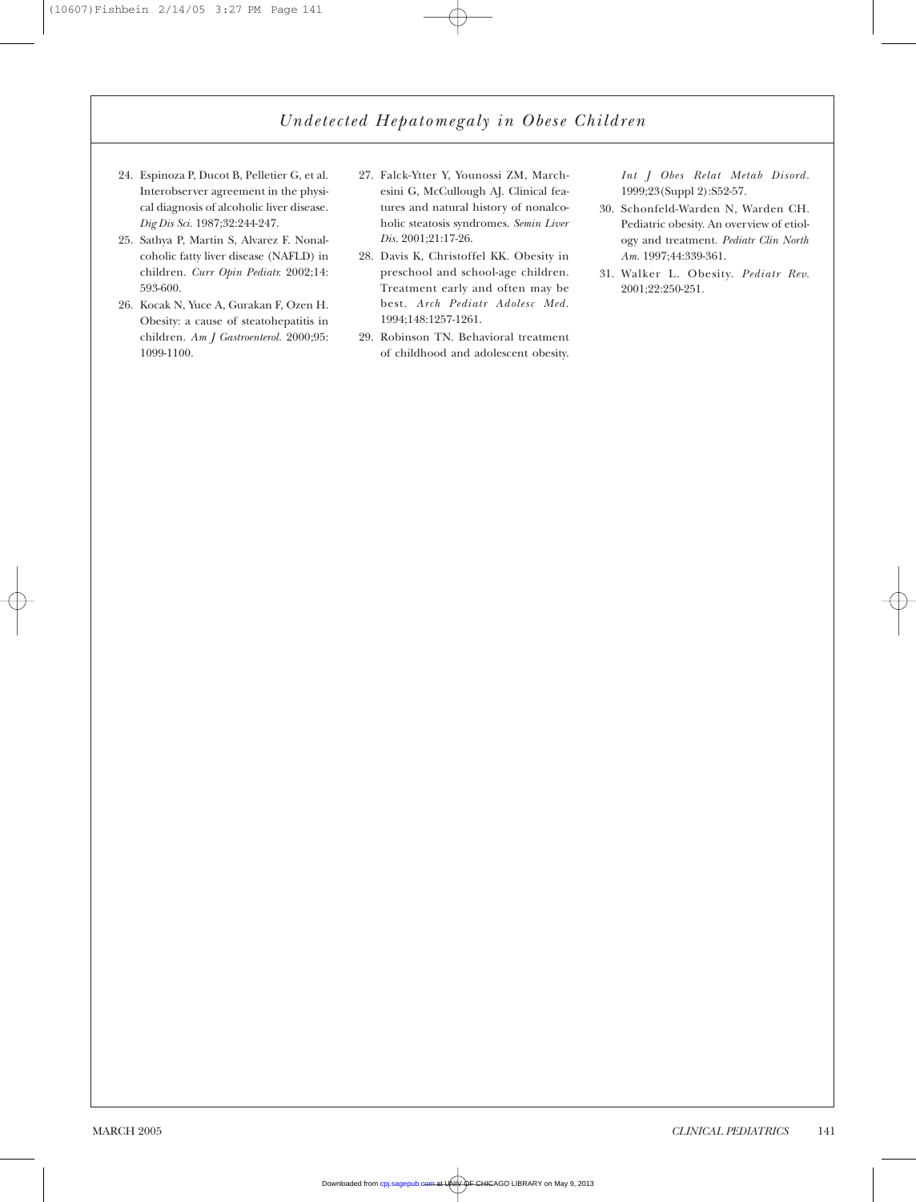24. Espinoza P, Ducot B, Pelletier G, et al. Interobserver agreement in the physical diagnosis of alcoholic liver disease. *Dig Dis Sci.* 1987;32:244-247.
25. Sathya P, Martin S, Alvarez F. Nonalcoholic fatty liver disease (NAFLD) in children. *Curr Opin Pediatr.* 2002;14:593-600.
26. Kocak N, Yuce A, Gurakan F, Ozen H. Obesity: a cause of steatohepatitis in children. *Am J Gastroenterol.* 2000;95:1099-1100.
27. Falck-Ytter Y, Younossi ZM, Marchesini G, McCullough AJ. Clinical features and natural history of nonalcoholic steatosis syndromes. *Semin Liver Dis.* 2001;21:17-26.
28. Davis K, Christoffel KK. Obesity in preschool and school-age children. Treatment early and often may be best. *Arch Pediatr Adolesc Med.* 1994;148:1257-1261.
29. Robinson TN. Behavioral treatment of childhood and adolescent obesity. *Int J Obes Relat Metab Disord.* 1999;23(Suppl 2):S52-57.
30. Schonfeld-Warden N, Warden CH. Pediatric obesity. An overview of etiology and treatment. *Pediatr Clin North Am.* 1997;44:339-361.
31. Walker L. Obesity. *Pediatr Rev.* 2001;22:250-251.